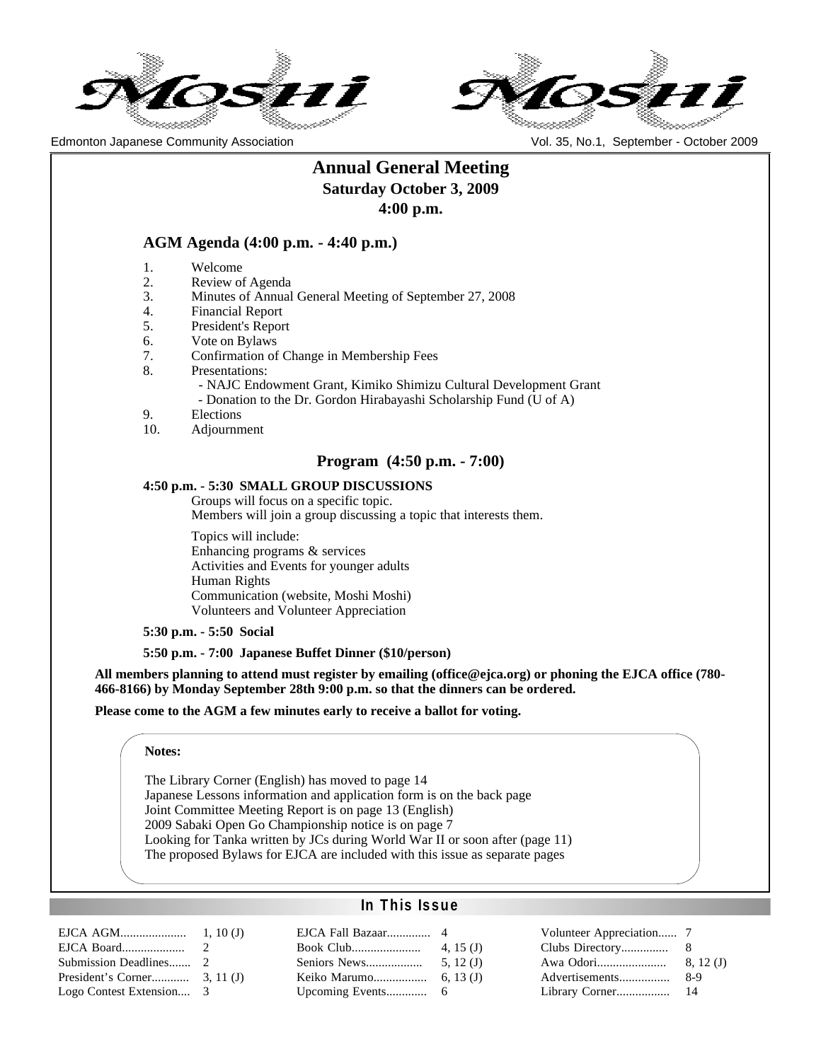# Moshi Moshi

Edmonton Japanese Community Association

Vol. 35, No.1, September - October 2009

## Annual General Meeting

**Saturday October 3, 2009**

**4:00 p.m.**

### AGM Agenda (4:00 p.m. - 4:40 p.m.)

1. Welcome
2. Review of Agenda
3. Minutes of Annual General Meeting of September 27, 2008
4. Financial Report
5. President's Report
6. Vote on Bylaws
7. Confirmation of Change in Membership Fees
8. Presentations:
   - NAJC Endowment Grant, Kimiko Shimizu Cultural Development Grant
   - Donation to the Dr. Gordon Hirabayashi Scholarship Fund (U of A)
9. Elections
10. Adjournment

### Program (4:50 p.m. - 7:00)

**4:50 p.m. - 5:30 SMALL GROUP DISCUSSIONS**

Groups will focus on a specific topic.
Members will join a group discussing a topic that interests them.

Topics will include:
Enhancing programs & services
Activities and Events for younger adults
Human Rights
Communication (website, Moshi Moshi)
Volunteers and Volunteer Appreciation

**5:30 p.m. - 5:50 Social**

**5:50 p.m. - 7:00 Japanese Buffet Dinner ($10/person)**

**All members planning to attend must register by emailing (office@ejca.org) or phoning the EJCA office (780-466-8166) by Monday September 28th 9:00 p.m. so that the dinners can be ordered.**

**Please come to the AGM a few minutes early to receive a ballot for voting.**

**Notes:**

The Library Corner (English) has moved to page 14
Japanese Lessons information and application form is on the back page
Joint Committee Meeting Report is on page 13 (English)
2009 Sabaki Open Go Championship notice is on page 7
Looking for Tanka written by JCs during World War II or soon after (page 11)
The proposed Bylaws for EJCA are included with this issue as separate pages

## In This Issue

| | | | | | |
|---|---|---|---|---|---|
| EJCA AGM | 1, 10 (J) | EJCA Fall Bazaar | 4 | Volunteer Appreciation | 7 |
| EJCA Board | 2 | Book Club | 4, 15 (J) | Clubs Directory | 8 |
| Submission Deadlines | 2 | Seniors News | 5, 12 (J) | Awa Odori | 8, 12 (J) |
| President's Corner | 3, 11 (J) | Keiko Marumo | 6, 13 (J) | Advertisements | 8-9 |
| Logo Contest Extension | 3 | Upcoming Events | 6 | Library Corner | 14 |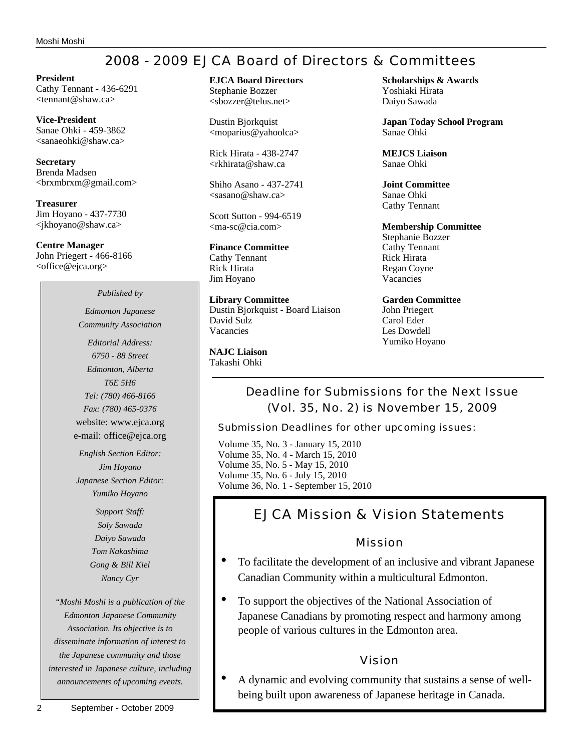# 2008 - 2009 EJCA Board of Directors & Committees

**President**
Cathy Tennant - 436-6291
<tennant@shaw.ca>

**Vice-President**
Sanae Ohki - 459-3862
<sanaeohki@shaw.ca>

**Secretary**
Brenda Madsen
<brxmbrxm@gmail.com>

**Treasurer**
Jim Hoyano - 437-7730
<jkhoyano@shaw.ca>

**Centre Manager**
John Priegert - 466-8166
<office@ejca.org>

*Published by*

*Edmonton Japanese Community Association*

*Editorial Address:*
*6750 - 88 Street*
*Edmonton, Alberta*
*T6E 5H6*
*Tel: (780) 466-8166*
*Fax: (780) 465-0376*
website: www.ejca.org
e-mail: office@ejca.org

*English Section Editor:*
*Jim Hoyano*
*Japanese Section Editor:*
*Yumiko Hoyano*

*Support Staff:*
*Soly Sawada*
*Daiyo Sawada*
*Tom Nakashima*
*Gong & Bill Kiel*
*Nancy Cyr*

*"Moshi Moshi is a publication of the Edmonton Japanese Community Association. Its objective is to disseminate information of interest to the Japanese community and those interested in Japanese culture, including announcements of upcoming events.*

**EJCA Board Directors**
Stephanie Bozzer
<sbozzer@telus.net>

Dustin Bjorkquist
<moparius@yahoolca>

Rick Hirata - 438-2747
<rkhirata@shaw.ca

Shiho Asano - 437-2741
<sasano@shaw.ca>

Scott Sutton - 994-6519
<ma-sc@cia.com>

**Finance Committee**
Cathy Tennant
Rick Hirata
Jim Hoyano

**Library Committee**
Dustin Bjorkquist - Board Liaison
David Sulz
Vacancies

**NAJC Liaison**
Takashi Ohki

**Scholarships & Awards**
Yoshiaki Hirata
Daiyo Sawada

**Japan Today School Program**
Sanae Ohki

**MEJCS Liaison**
Sanae Ohki

**Joint Committee**
Sanae Ohki
Cathy Tennant

**Membership Committee**
Stephanie Bozzer
Cathy Tennant
Rick Hirata
Regan Coyne
Vacancies

**Garden Committee**
John Priegert
Carol Eder
Les Dowdell
Yumiko Hoyano

## Deadline for Submissions for the Next Issue (Vol. 35, No. 2) is November 15, 2009

### Submission Deadlines for other upcoming issues:

Volume 35, No. 3 - January 15, 2010
Volume 35, No. 4 - March 15, 2010
Volume 35, No. 5 - May 15, 2010
Volume 35, No. 6 - July 15, 2010
Volume 36, No. 1 - September 15, 2010

## EJCA Mission & Vision Statements

### Mission

- To facilitate the development of an inclusive and vibrant Japanese Canadian Community within a multicultural Edmonton.
- To support the objectives of the National Association of Japanese Canadians by promoting respect and harmony among people of various cultures in the Edmonton area.

### Vision

- A dynamic and evolving community that sustains a sense of well-being built upon awareness of Japanese heritage in Canada.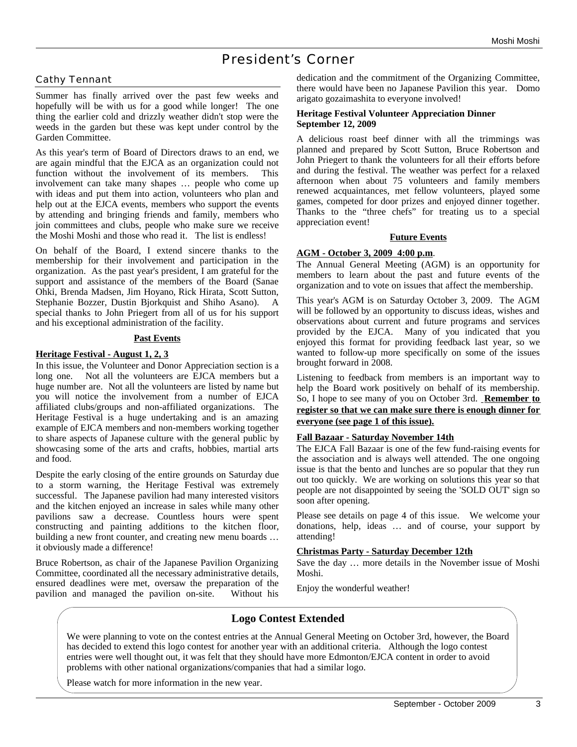# President's Corner

## Cathy Tennant

Summer has finally arrived over the past few weeks and hopefully will be with us for a good while longer! The one thing the earlier cold and drizzly weather didn't stop were the weeds in the garden but these was kept under control by the Garden Committee.

As this year's term of Board of Directors draws to an end, we are again mindful that the EJCA as an organization could not function without the involvement of its members. This involvement can take many shapes … people who come up with ideas and put them into action, volunteers who plan and help out at the EJCA events, members who support the events by attending and bringing friends and family, members who join committees and clubs, people who make sure we receive the Moshi Moshi and those who read it. The list is endless!

On behalf of the Board, I extend sincere thanks to the membership for their involvement and participation in the organization. As the past year's president, I am grateful for the support and assistance of the members of the Board (Sanae Ohki, Brenda Madsen, Jim Hoyano, Rick Hirata, Scott Sutton, Stephanie Bozzer, Dustin Bjorkquist and Shiho Asano). A special thanks to John Priegert from all of us for his support and his exceptional administration of the facility.

### Past Events

**Heritage Festival - August 1, 2, 3**

In this issue, the Volunteer and Donor Appreciation section is a long one. Not all the volunteers are EJCA members but a huge number are. Not all the volunteers are listed by name but you will notice the involvement from a number of EJCA affiliated clubs/groups and non-affiliated organizations. The Heritage Festival is a huge undertaking and is an amazing example of EJCA members and non-members working together to share aspects of Japanese culture with the general public by showcasing some of the arts and crafts, hobbies, martial arts and food.

Despite the early closing of the entire grounds on Saturday due to a storm warning, the Heritage Festival was extremely successful. The Japanese pavilion had many interested visitors and the kitchen enjoyed an increase in sales while many other pavilions saw a decrease. Countless hours were spent constructing and painting additions to the kitchen floor, building a new front counter, and creating new menu boards … it obviously made a difference!

Bruce Robertson, as chair of the Japanese Pavilion Organizing Committee, coordinated all the necessary administrative details, ensured deadlines were met, oversaw the preparation of the pavilion and managed the pavilion on-site. Without his dedication and the commitment of the Organizing Committee, there would have been no Japanese Pavilion this year. Domo arigato gozaimashita to everyone involved!

**Heritage Festival Volunteer Appreciation Dinner September 12, 2009**

A delicious roast beef dinner with all the trimmings was planned and prepared by Scott Sutton, Bruce Robertson and John Priegert to thank the volunteers for all their efforts before and during the festival. The weather was perfect for a relaxed afternoon when about 75 volunteers and family members renewed acquaintances, met fellow volunteers, played some games, competed for door prizes and enjoyed dinner together. Thanks to the "three chefs" for treating us to a special appreciation event!

### Future Events

**AGM - October 3, 2009 4:00 p.m.**

The Annual General Meeting (AGM) is an opportunity for members to learn about the past and future events of the organization and to vote on issues that affect the membership.

This year's AGM is on Saturday October 3, 2009. The AGM will be followed by an opportunity to discuss ideas, wishes and observations about current and future programs and services provided by the EJCA. Many of you indicated that you enjoyed this format for providing feedback last year, so we wanted to follow-up more specifically on some of the issues brought forward in 2008.

Listening to feedback from members is an important way to help the Board work positively on behalf of its membership. So, I hope to see many of you on October 3rd. **Remember to register so that we can make sure there is enough dinner for everyone (see page 1 of this issue).**

**Fall Bazaar - Saturday November 14th**

The EJCA Fall Bazaar is one of the few fund-raising events for the association and is always well attended. The one ongoing issue is that the bento and lunches are so popular that they run out too quickly. We are working on solutions this year so that people are not disappointed by seeing the 'SOLD OUT' sign so soon after opening.

Please see details on page 4 of this issue. We welcome your donations, help, ideas … and of course, your support by attending!

**Christmas Party - Saturday December 12th**

Save the day … more details in the November issue of Moshi Moshi.

Enjoy the wonderful weather!

## Logo Contest Extended

We were planning to vote on the contest entries at the Annual General Meeting on October 3rd, however, the Board has decided to extend this logo contest for another year with an additional criteria. Although the logo contest entries were well thought out, it was felt that they should have more Edmonton/EJCA content in order to avoid problems with other national organizations/companies that had a similar logo.

Please watch for more information in the new year.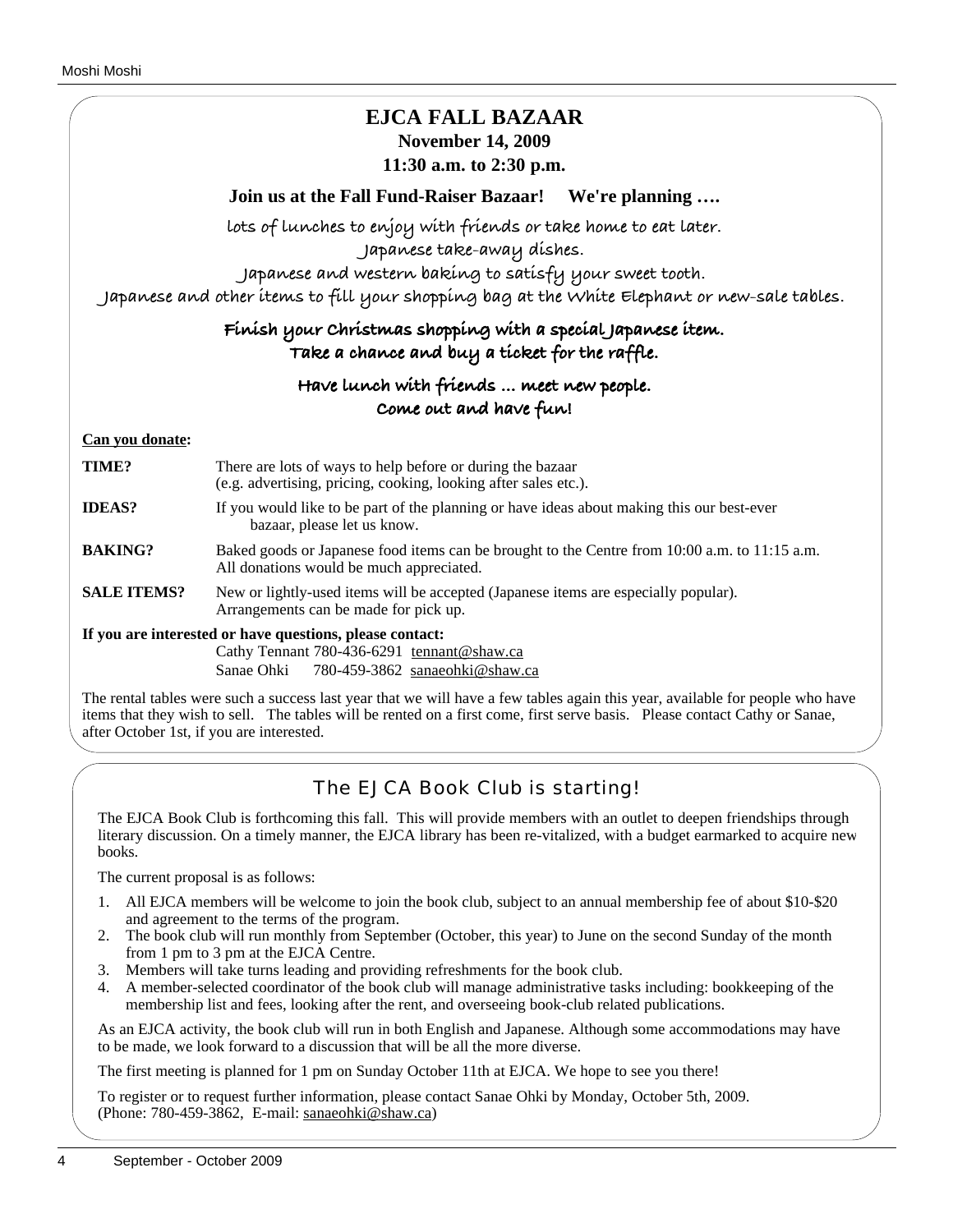# EJCA FALL BAZAAR

**November 14, 2009**

**11:30 a.m. to 2:30 p.m.**

**Join us at the Fall Fund-Raiser Bazaar! We're planning ….**

lots of lunches to enjoy with friends or take home to eat later.

Japanese take-away dishes.

Japanese and western baking to satisfy your sweet tooth.

Japanese and other items to fill your shopping bag at the White Elephant or new-sale tables.

**Finish your Christmas shopping with a special Japanese item.**

**Take a chance and buy a ticket for the raffle.**

**Have lunch with friends … meet new people.**

**Come out and have fun!**

**Can you donate:**

**TIME?** There are lots of ways to help before or during the bazaar (e.g. advertising, pricing, cooking, looking after sales etc.).

**IDEAS?** If you would like to be part of the planning or have ideas about making this our best-ever bazaar, please let us know.

**BAKING?** Baked goods or Japanese food items can be brought to the Centre from 10:00 a.m. to 11:15 a.m. All donations would be much appreciated.

**SALE ITEMS?** New or lightly-used items will be accepted (Japanese items are especially popular). Arrangements can be made for pick up.

**If you are interested or have questions, please contact:**

Cathy Tennant 780-436-6291 tennant@shaw.ca

Sanae Ohki 780-459-3862 sanaeohki@shaw.ca

The rental tables were such a success last year that we will have a few tables again this year, available for people who have items that they wish to sell. The tables will be rented on a first come, first serve basis. Please contact Cathy or Sanae, after October 1st, if you are interested.

## The EJCA Book Club is starting!

The EJCA Book Club is forthcoming this fall. This will provide members with an outlet to deepen friendships through literary discussion. On a timely manner, the EJCA library has been re-vitalized, with a budget earmarked to acquire new books.

The current proposal is as follows:

1. All EJCA members will be welcome to join the book club, subject to an annual membership fee of about $10-$20 and agreement to the terms of the program.
2. The book club will run monthly from September (October, this year) to June on the second Sunday of the month from 1 pm to 3 pm at the EJCA Centre.
3. Members will take turns leading and providing refreshments for the book club.
4. A member-selected coordinator of the book club will manage administrative tasks including: bookkeeping of the membership list and fees, looking after the rent, and overseeing book-club related publications.

As an EJCA activity, the book club will run in both English and Japanese. Although some accommodations may have to be made, we look forward to a discussion that will be all the more diverse.

The first meeting is planned for 1 pm on Sunday October 11th at EJCA. We hope to see you there!

To register or to request further information, please contact Sanae Ohki by Monday, October 5th, 2009. (Phone: 780-459-3862, E-mail: sanaeohki@shaw.ca)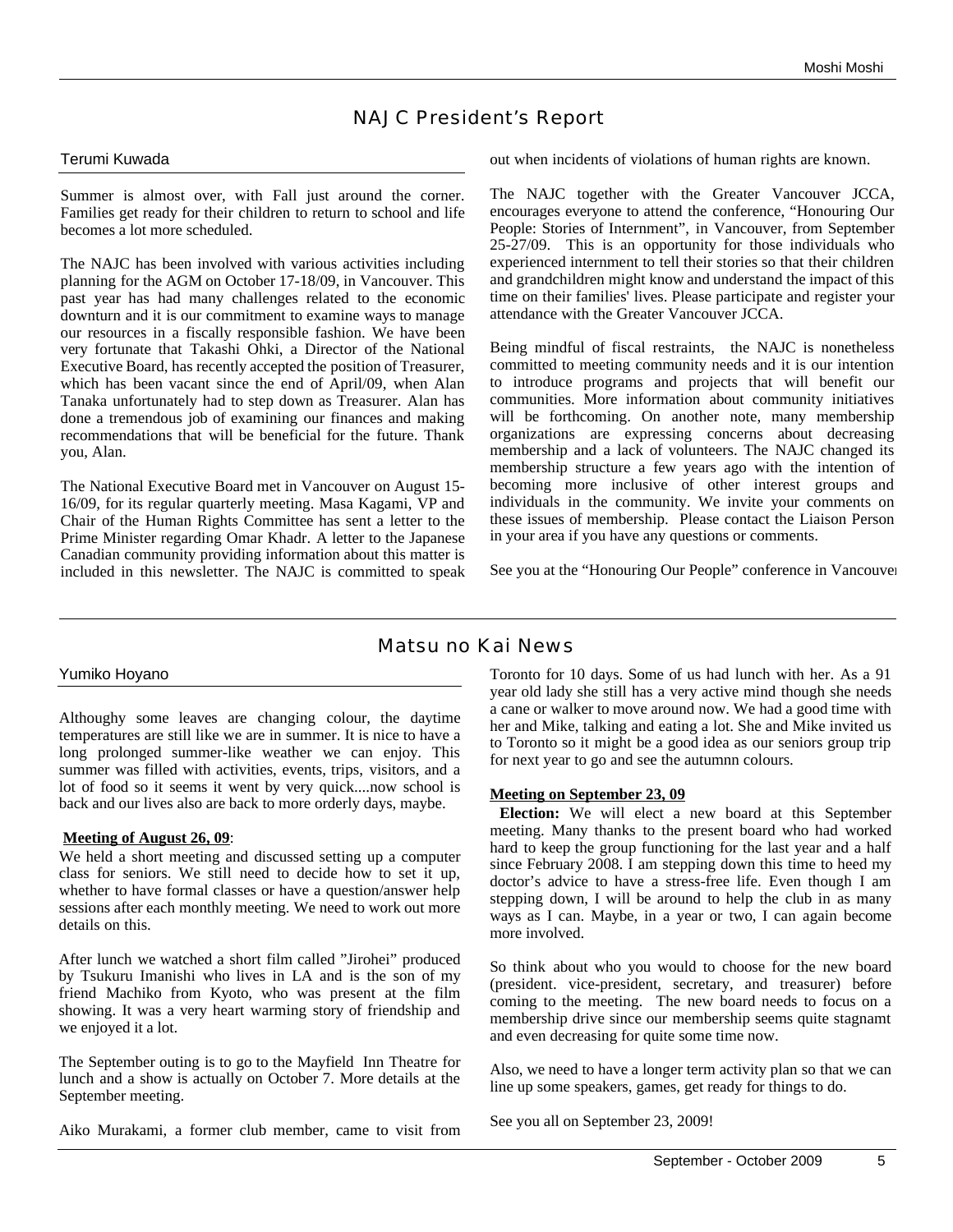## NAJC President's Report

Terumi Kuwada

Summer is almost over, with Fall just around the corner. Families get ready for their children to return to school and life becomes a lot more scheduled.

The NAJC has been involved with various activities including planning for the AGM on October 17-18/09, in Vancouver. This past year has had many challenges related to the economic downturn and it is our commitment to examine ways to manage our resources in a fiscally responsible fashion. We have been very fortunate that Takashi Ohki, a Director of the National Executive Board, has recently accepted the position of Treasurer, which has been vacant since the end of April/09, when Alan Tanaka unfortunately had to step down as Treasurer. Alan has done a tremendous job of examining our finances and making recommendations that will be beneficial for the future. Thank you, Alan.

The National Executive Board met in Vancouver on August 15-16/09, for its regular quarterly meeting. Masa Kagami, VP and Chair of the Human Rights Committee has sent a letter to the Prime Minister regarding Omar Khadr. A letter to the Japanese Canadian community providing information about this matter is included in this newsletter. The NAJC is committed to speak out when incidents of violations of human rights are known.

The NAJC together with the Greater Vancouver JCCA, encourages everyone to attend the conference, "Honouring Our People: Stories of Internment", in Vancouver, from September 25-27/09. This is an opportunity for those individuals who experienced internment to tell their stories so that their children and grandchildren might know and understand the impact of this time on their families' lives. Please participate and register your attendance with the Greater Vancouver JCCA.

Being mindful of fiscal restraints, the NAJC is nonetheless committed to meeting community needs and it is our intention to introduce programs and projects that will benefit our communities. More information about community initiatives will be forthcoming. On another note, many membership organizations are expressing concerns about decreasing membership and a lack of volunteers. The NAJC changed its membership structure a few years ago with the intention of becoming more inclusive of other interest groups and individuals in the community. We invite your comments on these issues of membership. Please contact the Liaison Person in your area if you have any questions or comments.

See you at the "Honouring Our People" conference in Vancouver

## Matsu no Kai News

Yumiko Hoyano

Althoughy some leaves are changing colour, the daytime temperatures are still like we are in summer. It is nice to have a long prolonged summer-like weather we can enjoy. This summer was filled with activities, events, trips, visitors, and a lot of food so it seems it went by very quick....now school is back and our lives also are back to more orderly days, maybe.

**Meeting of August 26, 09**:

We held a short meeting and discussed setting up a computer class for seniors. We still need to decide how to set it up, whether to have formal classes or have a question/answer help sessions after each monthly meeting. We need to work out more details on this.

After lunch we watched a short film called "Jirohei" produced by Tsukuru Imanishi who lives in LA and is the son of my friend Machiko from Kyoto, who was present at the film showing. It was a very heart warming story of friendship and we enjoyed it a lot.

The September outing is to go to the Mayfield Inn Theatre for lunch and a show is actually on October 7. More details at the September meeting.

Aiko Murakami, a former club member, came to visit from Toronto for 10 days. Some of us had lunch with her. As a 91 year old lady she still has a very active mind though she needs a cane or walker to move around now. We had a good time with her and Mike, talking and eating a lot. She and Mike invited us to Toronto so it might be a good idea as our seniors group trip for next year to go and see the autumnn colours.

**Meeting on September 23, 09**

**Election:** We will elect a new board at this September meeting. Many thanks to the present board who had worked hard to keep the group functioning for the last year and a half since February 2008. I am stepping down this time to heed my doctor's advice to have a stress-free life. Even though I am stepping down, I will be around to help the club in as many ways as I can. Maybe, in a year or two, I can again become more involved.

So think about who you would to choose for the new board (president. vice-president, secretary, and treasurer) before coming to the meeting. The new board needs to focus on a membership drive since our membership seems quite stagnamt and even decreasing for quite some time now.

Also, we need to have a longer term activity plan so that we can line up some speakers, games, get ready for things to do.

See you all on September 23, 2009!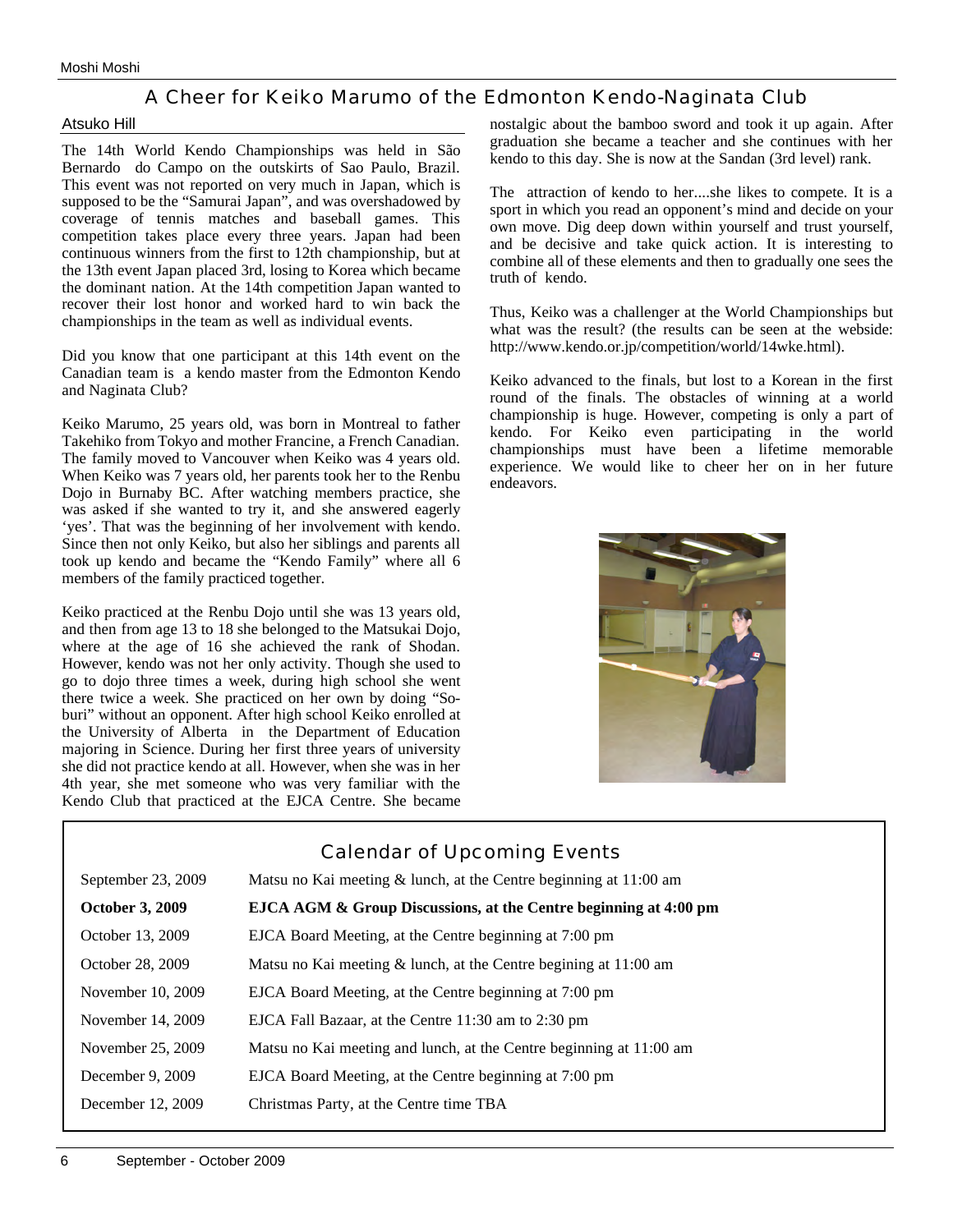## A Cheer for Keiko Marumo of the Edmonton Kendo-Naginata Club

Atsuko Hill

The 14th World Kendo Championships was held in São Bernardo do Campo on the outskirts of Sao Paulo, Brazil. This event was not reported on very much in Japan, which is supposed to be the "Samurai Japan", and was overshadowed by coverage of tennis matches and baseball games. This competition takes place every three years. Japan had been continuous winners from the first to 12th championship, but at the 13th event Japan placed 3rd, losing to Korea which became the dominant nation. At the 14th competition Japan wanted to recover their lost honor and worked hard to win back the championships in the team as well as individual events.

Did you know that one participant at this 14th event on the Canadian team is a kendo master from the Edmonton Kendo and Naginata Club?

Keiko Marumo, 25 years old, was born in Montreal to father Takehiko from Tokyo and mother Francine, a French Canadian. The family moved to Vancouver when Keiko was 4 years old. When Keiko was 7 years old, her parents took her to the Renbu Dojo in Burnaby BC. After watching members practice, she was asked if she wanted to try it, and she answered eagerly 'yes'. That was the beginning of her involvement with kendo. Since then not only Keiko, but also her siblings and parents all took up kendo and became the "Kendo Family" where all 6 members of the family practiced together.

Keiko practiced at the Renbu Dojo until she was 13 years old, and then from age 13 to 18 she belonged to the Matsukai Dojo, where at the age of 16 she achieved the rank of Shodan. However, kendo was not her only activity. Though she used to go to dojo three times a week, during high school she went there twice a week. She practiced on her own by doing "So-buri" without an opponent. After high school Keiko enrolled at the University of Alberta in the Department of Education majoring in Science. During her first three years of university she did not practice kendo at all. However, when she was in her 4th year, she met someone who was very familiar with the Kendo Club that practiced at the EJCA Centre. She became nostalgic about the bamboo sword and took it up again. After graduation she became a teacher and she continues with her kendo to this day. She is now at the Sandan (3rd level) rank.

The attraction of kendo to her....she likes to compete. It is a sport in which you read an opponent's mind and decide on your own move. Dig deep down within yourself and trust yourself, and be decisive and take quick action. It is interesting to combine all of these elements and then to gradually one sees the truth of kendo.

Thus, Keiko was a challenger at the World Championships but what was the result? (the results can be seen at the webside: http://www.kendo.or.jp/competition/world/14wke.html).

Keiko advanced to the finals, but lost to a Korean in the first round of the finals. The obstacles of winning at a world championship is huge. However, competing is only a part of kendo. For Keiko even participating in the world championships must have been a lifetime memorable experience. We would like to cheer her on in her future endeavors.

## Calendar of Upcoming Events

| | |
|---|---|
| September 23, 2009 | Matsu no Kai meeting & lunch, at the Centre beginning at 11:00 am |
| **October 3, 2009** | **EJCA AGM & Group Discussions, at the Centre beginning at 4:00 pm** |
| October 13, 2009 | EJCA Board Meeting, at the Centre beginning at 7:00 pm |
| October 28, 2009 | Matsu no Kai meeting & lunch, at the Centre begining at 11:00 am |
| November 10, 2009 | EJCA Board Meeting, at the Centre beginning at 7:00 pm |
| November 14, 2009 | EJCA Fall Bazaar, at the Centre 11:30 am to 2:30 pm |
| November 25, 2009 | Matsu no Kai meeting and lunch, at the Centre beginning at 11:00 am |
| December 9, 2009 | EJCA Board Meeting, at the Centre beginning at 7:00 pm |
| December 12, 2009 | Christmas Party, at the Centre time TBA |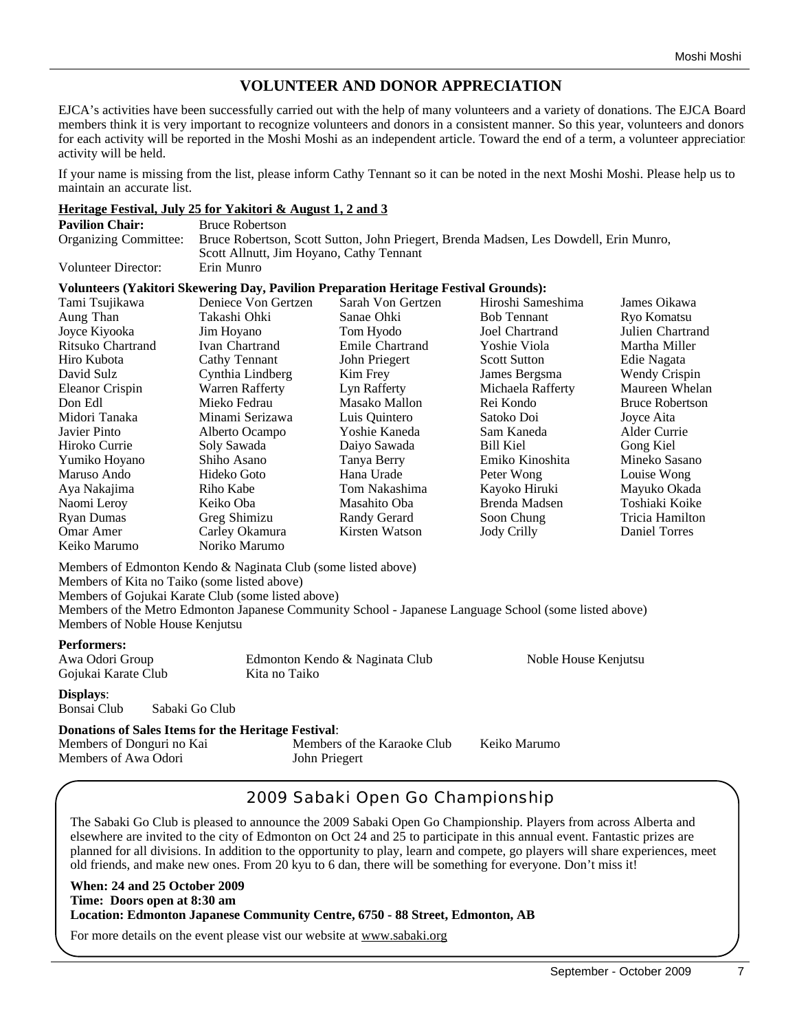## VOLUNTEER AND DONOR APPRECIATION

EJCA's activities have been successfully carried out with the help of many volunteers and a variety of donations. The EJCA Board members think it is very important to recognize volunteers and donors in a consistent manner. So this year, volunteers and donors for each activity will be reported in the Moshi Moshi as an independent article. Toward the end of a term, a volunteer appreciation activity will be held.

If your name is missing from the list, please inform Cathy Tennant so it can be noted in the next Moshi Moshi. Please help us to maintain an accurate list.

### Heritage Festival, July 25 for Yakitori & August 1, 2 and 3

**Pavilion Chair:** Bruce Robertson

Organizing Committee: Bruce Robertson, Scott Sutton, John Priegert, Brenda Madsen, Les Dowdell, Erin Munro, Scott Allnutt, Jim Hoyano, Cathy Tennant

Volunteer Director: Erin Munro

**Volunteers (Yakitori Skewering Day, Pavilion Preparation Heritage Festival Grounds):**

| | | | | |
|---|---|---|---|---|
| Tami Tsujikawa | Deniece Von Gertzen | Sarah Von Gertzen | Hiroshi Sameshima | James Oikawa |
| Aung Than | Takashi Ohki | Sanae Ohki | Bob Tennant | Ryo Komatsu |
| Joyce Kiyooka | Jim Hoyano | Tom Hyodo | Joel Chartrand | Julien Chartrand |
| Ritsuko Chartrand | Ivan Chartrand | Emile Chartrand | Yoshie Viola | Martha Miller |
| Hiro Kubota | Cathy Tennant | John Priegert | Scott Sutton | Edie Nagata |
| David Sulz | Cynthia Lindberg | Kim Frey | James Bergsma | Wendy Crispin |
| Eleanor Crispin | Warren Rafferty | Lyn Rafferty | Michaela Rafferty | Maureen Whelan |
| Don Edl | Mieko Fedrau | Masako Mallon | Rei Kondo | Bruce Robertson |
| Midori Tanaka | Minami Serizawa | Luis Quintero | Satoko Doi | Joyce Aita |
| Javier Pinto | Alberto Ocampo | Yoshie Kaneda | Sam Kaneda | Alder Currie |
| Hiroko Currie | Soly Sawada | Daiyo Sawada | Bill Kiel | Gong Kiel |
| Yumiko Hoyano | Shiho Asano | Tanya Berry | Emiko Kinoshita | Mineko Sasano |
| Maruso Ando | Hideko Goto | Hana Urade | Peter Wong | Louise Wong |
| Aya Nakajima | Riho Kabe | Tom Nakashima | Kayoko Hiruki | Mayuko Okada |
| Naomi Leroy | Keiko Oba | Masahito Oba | Brenda Madsen | Toshiaki Koike |
| Ryan Dumas | Greg Shimizu | Randy Gerard | Soon Chung | Tricia Hamilton |
| Omar Amer | Carley Okamura | Kirsten Watson | Jody Crilly | Daniel Torres |
| Keiko Marumo | Noriko Marumo | | | |

Members of Edmonton Kendo & Naginata Club (some listed above)
Members of Kita no Taiko (some listed above)
Members of Gojukai Karate Club (some listed above)
Members of the Metro Edmonton Japanese Community School - Japanese Language School (some listed above)
Members of Noble House Kenjutsu

**Performers:**

| | | |
|---|---|---|
| Awa Odori Group | Edmonton Kendo & Naginata Club | Noble House Kenjutsu |
| Gojukai Karate Club | Kita no Taiko | |

**Displays**:
Bonsai Club Sabaki Go Club

**Donations of Sales Items for the Heritage Festival**:

| | | |
|---|---|---|
| Members of Donguri no Kai | Members of the Karaoke Club | Keiko Marumo |
| Members of Awa Odori | John Priegert | |

## 2009 Sabaki Open Go Championship

The Sabaki Go Club is pleased to announce the 2009 Sabaki Open Go Championship. Players from across Alberta and elsewhere are invited to the city of Edmonton on Oct 24 and 25 to participate in this annual event. Fantastic prizes are planned for all divisions. In addition to the opportunity to play, learn and compete, go players will share experiences, meet old friends, and make new ones. From 20 kyu to 6 dan, there will be something for everyone. Don't miss it!

**When: 24 and 25 October 2009**
**Time: Doors open at 8:30 am**
**Location: Edmonton Japanese Community Centre, 6750 - 88 Street, Edmonton, AB**

For more details on the event please vist our website at www.sabaki.org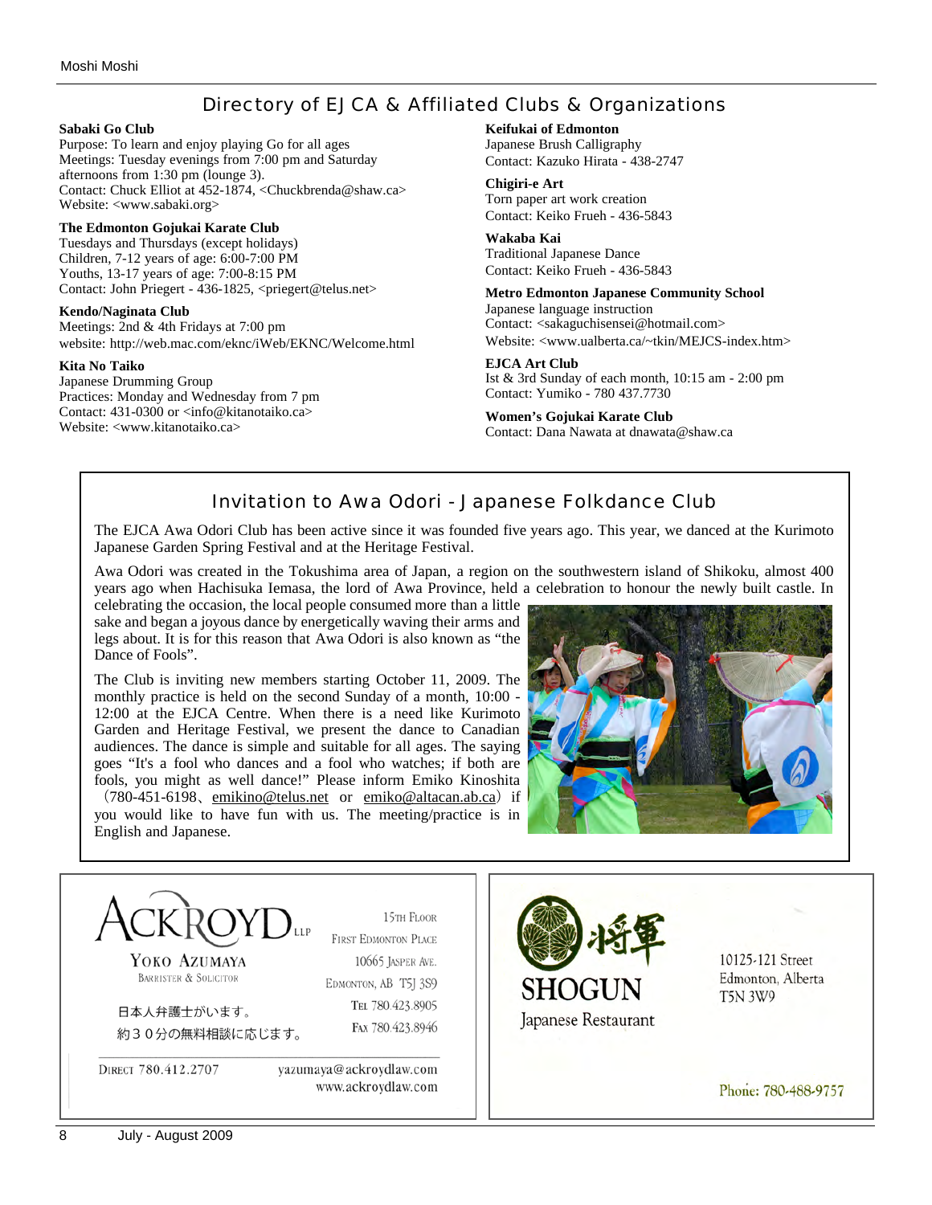## Directory of EJCA & Affiliated Clubs & Organizations

**Sabaki Go Club**
Purpose: To learn and enjoy playing Go for all ages
Meetings: Tuesday evenings from 7:00 pm and Saturday afternoons from 1:30 pm (lounge 3).
Contact: Chuck Elliot at 452-1874, <Chuckbrenda@shaw.ca>
Website: <www.sabaki.org>

**The Edmonton Gojukai Karate Club**
Tuesdays and Thursdays (except holidays)
Children, 7-12 years of age: 6:00-7:00 PM
Youths, 13-17 years of age: 7:00-8:15 PM
Contact: John Priegert - 436-1825, <priegert@telus.net>

**Kendo/Naginata Club**
Meetings: 2nd & 4th Fridays at 7:00 pm
website: http://web.mac.com/eknc/iWeb/EKNC/Welcome.html

**Kita No Taiko**
Japanese Drumming Group
Practices: Monday and Wednesday from 7 pm
Contact: 431-0300 or <info@kitanotaiko.ca>
Website: <www.kitanotaiko.ca>

**Keifukai of Edmonton**
Japanese Brush Calligraphy
Contact: Kazuko Hirata - 438-2747

**Chigiri-e Art**
Torn paper art work creation
Contact: Keiko Frueh - 436-5843

**Wakaba Kai**
Traditional Japanese Dance
Contact: Keiko Frueh - 436-5843

**Metro Edmonton Japanese Community School**
Japanese language instruction
Contact: <sakaguchisensei@hotmail.com>
Website: <www.ualberta.ca/~tkin/MEJCS-index.htm>

**EJCA Art Club**
Ist & 3rd Sunday of each month, 10:15 am - 2:00 pm
Contact: Yumiko - 780 437.7730

**Women's Gojukai Karate Club**
Contact: Dana Nawata at dnawata@shaw.ca

## Invitation to Awa Odori - Japanese Folkdance Club

The EJCA Awa Odori Club has been active since it was founded five years ago. This year, we danced at the Kurimoto Japanese Garden Spring Festival and at the Heritage Festival.

Awa Odori was created in the Tokushima area of Japan, a region on the southwestern island of Shikoku, almost 400 years ago when Hachisuka Iemasa, the lord of Awa Province, held a celebration to honour the newly built castle. In celebrating the occasion, the local people consumed more than a little sake and began a joyous dance by energetically waving their arms and legs about. It is for this reason that Awa Odori is also known as "the Dance of Fools".

The Club is inviting new members starting October 11, 2009. The monthly practice is held on the second Sunday of a month, 10:00 - 12:00 at the EJCA Centre. When there is a need like Kurimoto Garden and Heritage Festival, we present the dance to Canadian audiences. The dance is simple and suitable for all ages. The saying goes "It's a fool who dances and a fool who watches; if both are fools, you might as well dance!" Please inform Emiko Kinoshita（780-451-6198、emikino@telus.net or emiko@altacan.ab.ca）if you would like to have fun with us. The meeting/practice is in English and Japanese.

**ACKROYD LLP**
YOKO AZUMAYA
BARRISTER & SOLICITOR
日本人弁護士がいます。
約３０分の無料相談に応じます。
15TH FLOOR
FIRST EDMONTON PLACE
10665 JASPER AVE.
EDMONTON, AB T5J 3S9
TEL 780.423.8905
FAX 780.423.8946
DIRECT 780.412.2707
yazumaya@ackroydlaw.com
www.ackroydlaw.com

将軍
**SHOGUN**
Japanese Restaurant
10125-121 Street
Edmonton, Alberta
T5N 3W9
Phone: 780-488-9757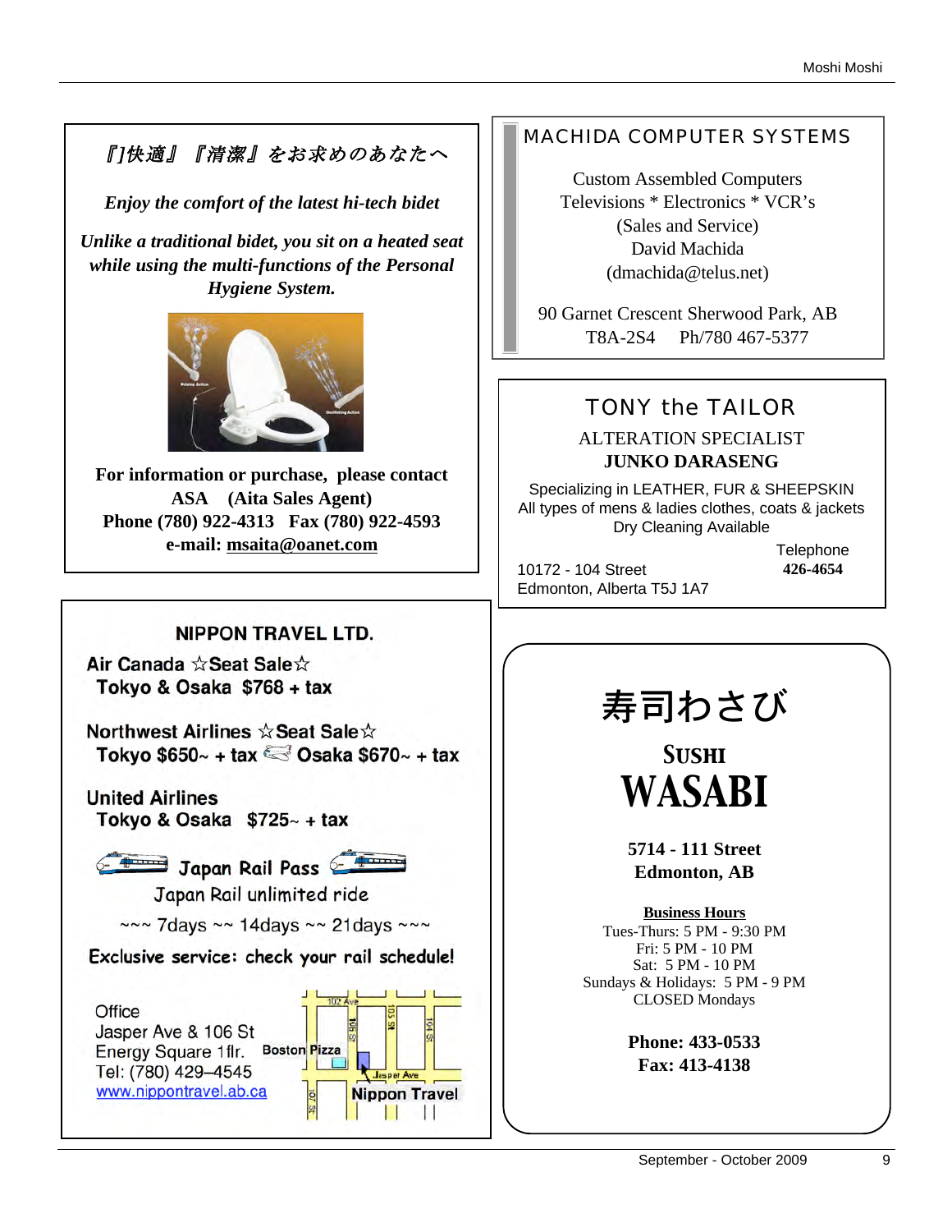*『]快適』『清潔』をお求めのあなたへ*

***Enjoy the comfort of the latest hi-tech bidet***

***Unlike a traditional bidet, you sit on a heated seat while using the multi-functions of the Personal Hygiene System.***

**For information or purchase, please contact**
**ASA (Aita Sales Agent)**
**Phone (780) 922-4313 Fax (780) 922-4593**
**e-mail: msaita@oanet.com**

---

## NIPPON TRAVEL LTD.

**Air Canada ☆Seat Sale☆**
**Tokyo & Osaka $768 + tax**

**Northwest Airlines ☆Seat Sale☆**
**Tokyo $650~ + tax Osaka $670~ + tax**

**United Airlines**
**Tokyo & Osaka $725~ + tax**

**Japan Rail Pass**
Japan Rail unlimited ride
~~~ 7days ~~ 14days ~~ 21days ~~~

**Exclusive service: check your rail schedule!**

Office
Jasper Ave & 106 St
Energy Square 1flr.
Tel: (780) 429–4545
www.nippontravel.ab.ca

102 Ave, 106 St, 105 St, 104 St, 107 St, Jasper Ave, Boston Pizza, Nippon Travel

---

## MACHIDA COMPUTER SYSTEMS

Custom Assembled Computers
Televisions * Electronics * VCR's
(Sales and Service)
David Machida
(dmachida@telus.net)

90 Garnet Crescent Sherwood Park, AB
T8A-2S4 Ph/780 467-5377

---

## TONY the TAILOR

ALTERATION SPECIALIST
**JUNKO DARASENG**

Specializing in LEATHER, FUR & SHEEPSKIN
All types of mens & ladies clothes, coats & jackets
Dry Cleaning Available

10172 - 104 Street
Edmonton, Alberta T5J 1A7

Telephone
**426-4654**

---

# 寿司わさび

## SUSHI WASABI

**5714 - 111 Street**
**Edmonton, AB**

**Business Hours**
Tues-Thurs: 5 PM - 9:30 PM
Fri: 5 PM - 10 PM
Sat: 5 PM - 10 PM
Sundays & Holidays: 5 PM - 9 PM
CLOSED Mondays

**Phone: 433-0533**
**Fax: 413-4138**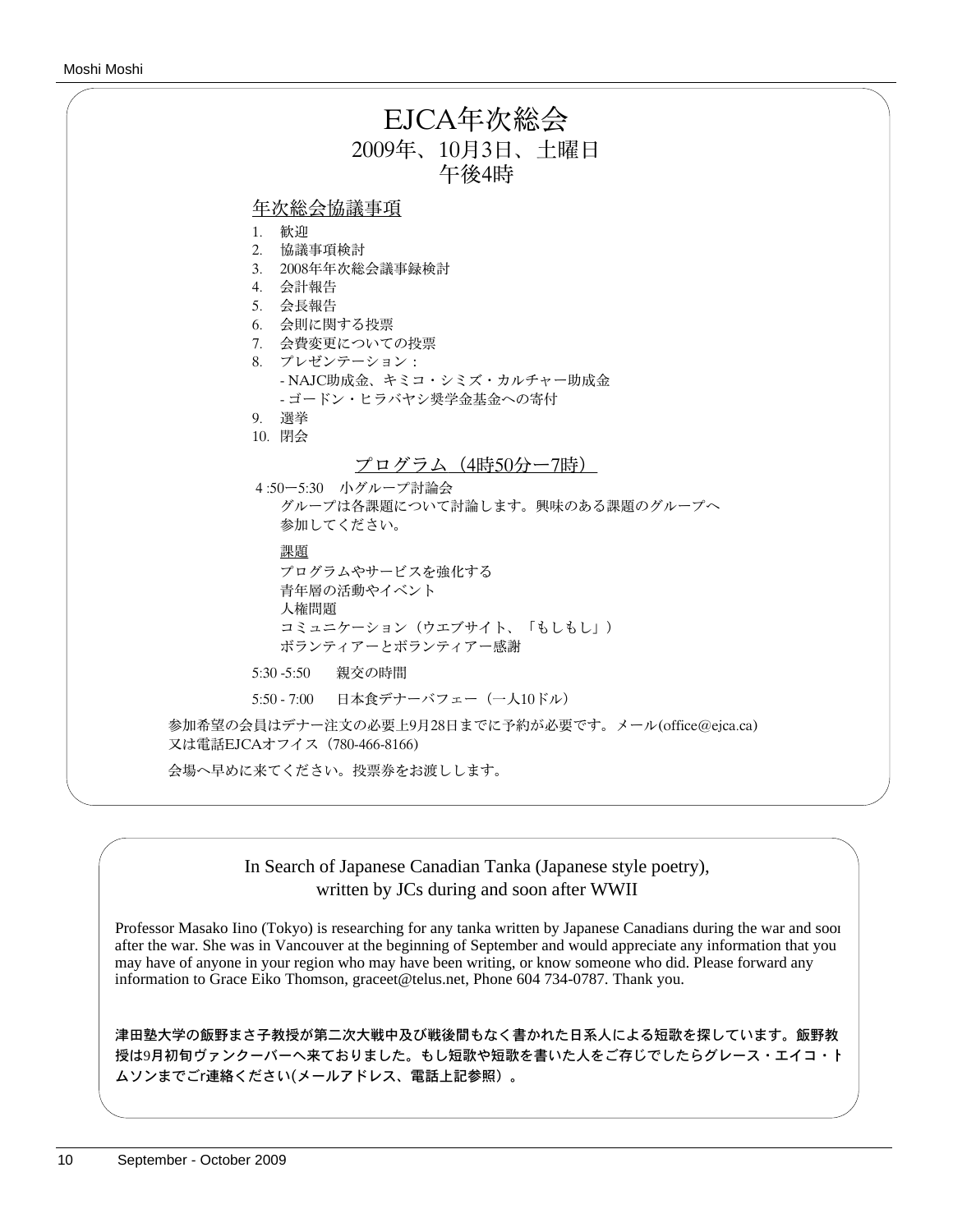# EJCA年次総会

2009年、10月3日、土曜日
午後4時

## 年次総会協議事項

1. 歓迎
2. 協議事項検討
3. 2008年年次総会議事録検討
4. 会計報告
5. 会長報告
6. 会則に関する投票
7. 会費変更についての投票
8. プレゼンテーション：
   - NAJC助成金、キミコ・シミズ・カルチャー助成金
   - ゴードン・ヒラバヤシ奨学金基金への寄付
9. 選挙
10. 閉会

## プログラム（4時50分ー7時）

4 :50ー5:30　小グループ討論会
グループは各課題について討論します。興味のある課題のグループへ参加してください。

課題
プログラムやサービスを強化する
青年層の活動やイベント
人権問題
コミュニケーション（ウエブサイト、「もしもし」）
ボランティアーとボランティアー感謝

5:30 -5:50　　親交の時間

5:50 - 7:00　　日本食デナーバフェー（一人10ドル）

参加希望の会員はデナー注文の必要上9月28日までに予約が必要です。メール(office@ejca.ca)又は電話EJCAオフイス（780-466-8166）

会場へ早めに来てください。投票券をお渡しします。

---

## In Search of Japanese Canadian Tanka (Japanese style poetry), written by JCs during and soon after WWII

Professor Masako Iino (Tokyo) is researching for any tanka written by Japanese Canadians during the war and soon after the war. She was in Vancouver at the beginning of September and would appreciate any information that you may have of anyone in your region who may have been writing, or know someone who did. Please forward any information to Grace Eiko Thomson, graceet@telus.net, Phone 604 734-0787. Thank you.

**津田塾大学の飯野まさ子教授が第二次大戦中及び戦後間もなく書かれた日系人による短歌を探しています。飯野教授は9月初旬ヴァンクーバーへ来ておりました。もし短歌や短歌を書いた人をご存じでしたらグレース・エイコ・トムソンまでごr連絡ください(メールアドレス、電話上記参照）。**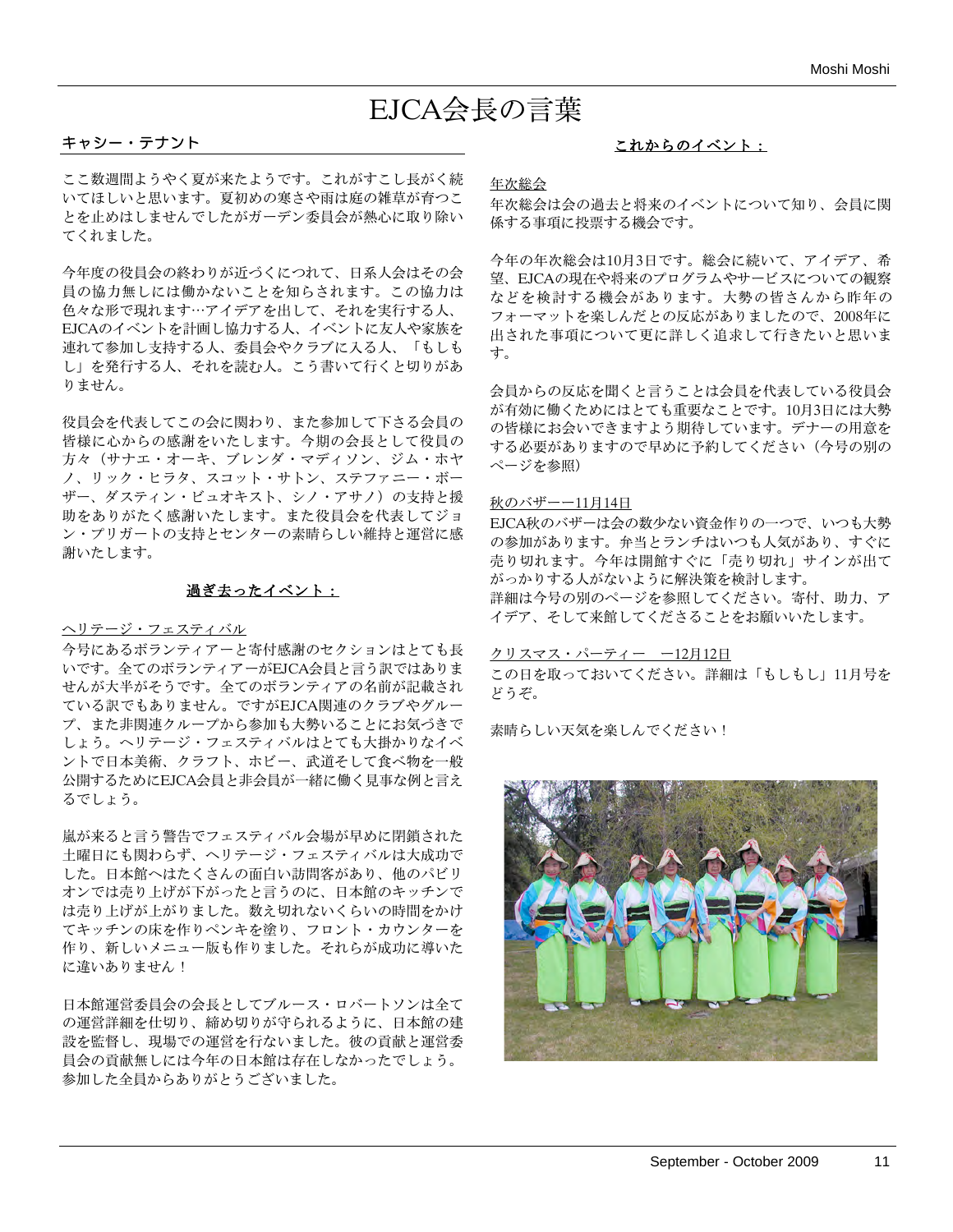# EJCA会長の言葉

## キャシー・テナント

ここ数週間ようやく夏が来たようです。これがすこし長がく続いてほしいと思います。夏初めの寒さや雨は庭の雑草が育つことを止めはしませんでしたがガーデン委員会が熱心に取り除いてくれました。

今年度の役員会の終わりが近づくにつれて、日系人会はその会員の協力無しには働かないことを知らされます。この協力は色々な形で現れます…アイデアを出して、それを実行する人、EJCAのイベントを計画し協力する人、イベントに友人や家族を連れて参加し支持する人、委員会やクラブに入る人、「もしもし」を発行する人、それを読む人。こう書いて行くと切りがありません。

役員会を代表してこの会に関わり、また参加して下さる会員の皆様に心からの感謝をいたします。今期の会長として役員の方々（サナエ・オーキ、ブレンダ・マディソン、ジム・ホヤノ、リック・ヒラタ、スコット・サトン、ステファニー・ボーザー、ダスティン・ビュオキスト、シノ・アサノ）の支持と援助をありがたく感謝いたします。また役員会を代表してジョン・プリガートの支持とセンターの素晴らしい維持と運営に感謝いたします。

### 過ぎ去ったイベント：

ヘリテージ・フェスティバル

今号にあるボランティアーと寄付感謝のセクションはとても長いです。全てのボランティアーがEJCA会員と言う訳ではありませんが大半がそうです。全てのボランティアの名前が記載されている訳でもありません。ですがEJCA関連のクラブやグループ、また非関連クループから参加も大勢いることにお気づきでしょう。ヘリテージ・フェスティバルはとても大掛かりなイベントで日本美術、クラフト、ホビー、武道そして食べ物を一般公開するためにEJCA会員と非会員が一緒に働く見事な例と言えるでしょう。

嵐が来ると言う警告でフェスティバル会場が早めに閉鎖された土曜日にも関わらず、ヘリテージ・フェスティバルは大成功でした。日本館へはたくさんの面白い訪問客があり、他のパビリオンでは売り上げが下がったと言うのに、日本館のキッチンでは売り上げが上がりました。数え切れないくらいの時間をかけてキッチンの床を作りペンキを塗り、フロント・カウンターを作り、新しいメニュー版も作りました。それらが成功に導いたに違いありません！

日本館運営委員会の会長としてブルース・ロバートソンは全ての運営詳細を仕切り、締め切りが守られるように、日本館の建設を監督し、現場での運営を行ないました。彼の貢献と運営委員会の貢献無しには今年の日本館は存在しなかったでしょう。参加した全員からありがとうございました。

### これからのイベント：

年次総会

年次総会は会の過去と将来のイベントについて知り、会員に関係する事項に投票する機会です。

今年の年次総会は10月3日です。総会に続いて、アイデア、希望、EJCAの現在や将来のプログラムやサービスについての観察などを検討する機会があります。大勢の皆さんから昨年のフォーマットを楽しんだとの反応がありましたので、2008年に出された事項について更に詳しく追求して行きたいと思います。

会員からの反応を聞くと言うことは会員を代表している役員会が有効に働くためにはとても重要なことです。10月3日には大勢の皆様にお会いできますよう期待しています。デナーの用意をする必要がありますので早めに予約してください（今号の別のページを参照）

秋のバザーー11月14日

EJCA秋のバザーは会の数少ない資金作りの一つで、いつも大勢の参加があります。弁当とランチはいつも人気があり、すぐに売り切れます。今年は開館すぐに「売り切れ」サインが出てがっかりする人がないように解決策を検討します。
詳細は今号の別のページを参照してください。寄付、助力、アイデア、そして来館してくださることをお願いいたします。

クリスマス・パーティー　ー12月12日

この日を取っておいてください。詳細は「もしもし」11月号をどうぞ。

素晴らしい天気を楽しんでください！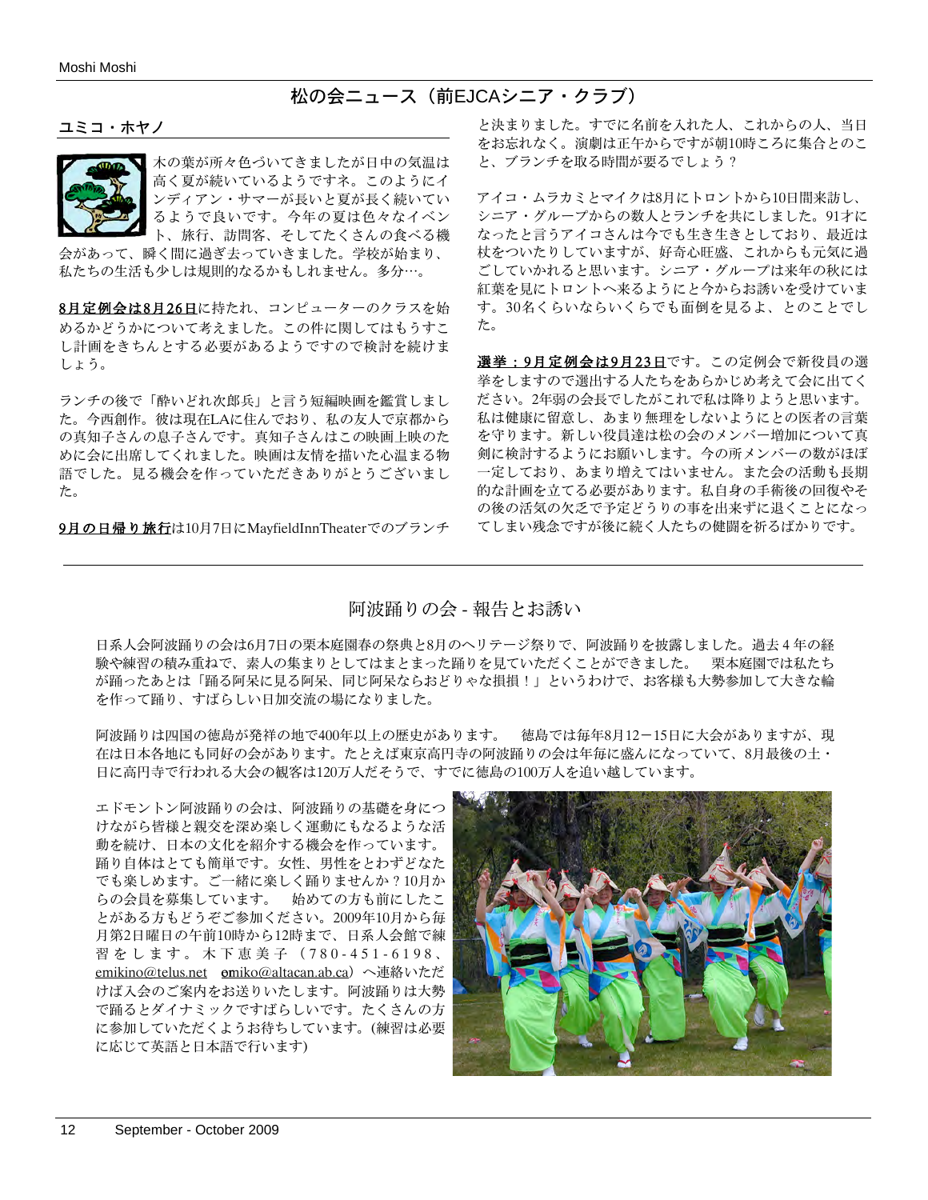## 松の会ニュース（前EJCAシニア・クラブ）

### ユミコ・ホヤノ

木の葉が所々色づいてきましたが日中の気温は高く夏が続いているようですネ。このようにインディアン・サマーが長いと夏が長く続いているようで良いです。今年の夏は色々なイベント、旅行、訪問客、そしてたくさんの食べる機会があって、瞬く間に過ぎ去っていきました。学校が始まり、私たちの生活も少しは規則的なるかもしれません。多分…。

**8月定例会は8月26日**に持たれ、コンピューターのクラスを始めるかどうかについて考えました。この件に関してはもうすこし計画をきちんとする必要があるようですので検討を続けましょう。

ランチの後で「酔いどれ次郎兵」と言う短編映画を鑑賞しました。今西創作。彼は現在LAに住んでおり、私の友人で京都からの真知子さんの息子さんです。真知子さんはこの映画上映のために会に出席してくれました。映画は友情を描いた心温まる物語でした。見る機会を作っていただきありがとうございました。

**9月の日帰り旅行**は10月7日にMayfieldInnTheaterでのブランチと決まりました。すでに名前を入れた人、これからの人、当日をお忘れなく。演劇は正午からですが朝10時ころに集合とのこと、ブランチを取る時間が要るでしょう？

アイコ・ムラカミとマイクは8月にトロントから10日間来訪し、シニア・グループからの数人とランチを共にしました。91才になったと言うアイコさんは今でも生き生きとしており、最近は杖をついたりしていますが、好奇心旺盛、これからも元気に過ごしていかれると思います。シニア・グループは来年の秋には紅葉を見にトロントへ来るようにと今からお誘いを受けています。30名くらいならいくらでも面倒を見るよ、とのことでした。

**選挙：9月定例会は9月23日**です。この定例会で新役員の選挙をしますので選出する人たちをあらかじめ考えて会に出てください。2年弱の会長でしたがこれで私は降りようと思います。私は健康に留意し、あまり無理をしないようにとの医者の言葉を守ります。新しい役員達は松の会のメンバー増加について真剣に検討するようにお願いします。今の所メンバーの数がほぼ一定しており、あまり増えてはいません。また会の活動も長期的な計画を立てる必要があります。私自身の手術後の回復やその後の活気の欠乏で予定どうりの事を出来ずに退くことになってしまい残念ですが後に続く人たちの健闘を祈るばかりです。

---

## 阿波踊りの会 - 報告とお誘い

日系人会阿波踊りの会は6月7日の栗本庭園春の祭典と8月のヘリテージ祭りで、阿波踊りを披露しました。過去４年の経験や練習の積み重ねで、素人の集まりとしてはまとまった踊りを見ていただくことができました。　栗本庭園では私たちが踊ったあとは「踊る阿呆に見る阿呆、同じ阿呆ならおどりゃな損損！」というわけで、お客様も大勢参加して大きな輪を作って踊り、すばらしい日加交流の場になりました。

阿波踊りは四国の徳島が発祥の地で400年以上の歴史があります。　徳島では毎年8月12－15日に大会がありますが、現在は日本各地にも同好の会があります。たとえば東京高円寺の阿波踊りの会は年毎に盛んになっていて、8月最後の土・日に高円寺で行われる大会の観客は120万人だそうで、すでに徳島の100万人を追い越しています。

エドモントン阿波踊りの会は、阿波踊りの基礎を身につけながら皆様と親交を深め楽しく運動にもなるような活動を続け、日本の文化を紹介する機会を作っています。踊り自体はとても簡単です。女性、男性をとわずどなたでも楽しめます。ご一緒に楽しく踊りませんか？10月からの会員を募集しています。　始めての方も前にしたことがある方もどうぞご参加ください。2009年10月から毎月第2日曜日の午前10時から12時まで、日系人会館で練習をします。木下恵美子（780-451-6198、emikino@telus.net　emiko@altacan.ab.ca）へ連絡いただけば入会のご案内をお送りいたします。阿波踊りは大勢で踊るとダイナミックですばらしいです。たくさんの方に参加していただくようお待ちしています。(練習は必要に応じて英語と日本語で行います)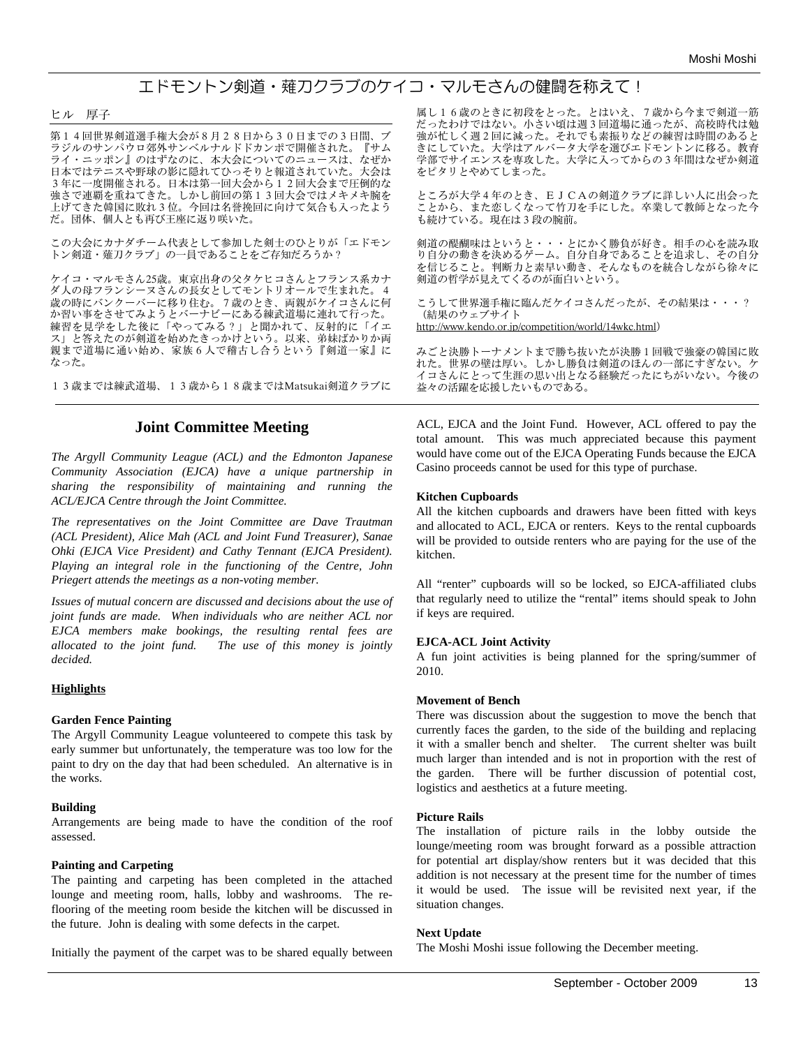# エドモントン剣道・薙刀クラブのケイコ・マルモさんの健闘を称えて！

ヒル　厚子

第１４回世界剣道選手権大会が８月２８日から３０日までの３日間、ブラジルのサンパウロ郊外サンベルナルドドカンポで開催された。『サムライ・ニッポン』のはずなのに、本大会についてのニュースは、なぜか日本ではテニスや野球の影に隠れてひっそりと報道されていた。大会は３年に一度開催される。日本は第一回大会から１２回大会まで圧倒的な強さで連覇を重ねてきた。しかし前回の第１３回大会ではメキメキ腕を上げてきた韓国に敗れ３位。今回は名誉挽回に向けて気合も入ったようだ。団体、個人とも再び王座に返り咲いた。

この大会にカナダチーム代表として参加した剣士のひとりが「エドモントン剣道・薙刀クラブ」の一員であることをご存知だろうか？

ケイコ・マルモさん25歳。東京出身の父タケヒコさんとフランス系カナダ人の母フランシーヌさんの長女としてモントリオールで生まれた。４歳の時にバンクーバーに移り住む。７歳のとき、両親がケイコさんに何か習い事をさせてみようとバーナビーにある練武道場に連れて行った。練習を見学をした後に「やってみる？」と聞かれて、反射的に「イエス」と答えたのが剣道を始めたきっかけという。以来、弟妹ばかりか両親まで道場に通い始め、家族６人で稽古し合うという『剣道一家』になった。

１３歳までは練武道場、１３歳から１８歳まではMatsukai剣道クラブに属し１６歳のときに初段をとった。とはいえ、７歳から今まで剣道一筋だったわけではない。小さい頃は週３回道場に通ったが、高校時代は勉強が忙しく週２回に減った。それでも素振りなどの練習は時間のあるときにしていた。大学はアルバータ大学を選びエドモントンに移る。教育学部でサイエンスを専攻した。大学に入ってからの３年間はなぜか剣道をピタリとやめてしまった。

ところが大学４年のとき、ＥＪＣＡの剣道クラブに詳しい人に出会ったことから、また恋しくなって竹刀を手にした。卒業して教師となった今も続けている。現在は３段の腕前。

剣道の醍醐味はというと・・・とにかく勝負が好き。相手の心を読み取り自分の動きを決めるゲーム。自分自身であることを追求し、その自分を信じること。判断力と素早い動き、そんなものを統合しながら徐々に剣道の哲学が見えてくるのが面白いという。

こうして世界選手権に臨んだケイコさんだったが、その結果は・・・？（結果のウェブサイト
http://www.kendo.or.jp/competition/world/14wkc.html）

みごと決勝トーナメントまで勝ち抜いたが決勝１回戦で強豪の韓国に敗れた。世界の壁は厚い。しかし勝負は剣道のほんの一部にすぎない。ケイコさんにとって生涯の思い出となる経験だったにちがいない。今後の益々の活躍を応援したいものである。

---

## Joint Committee Meeting

*The Argyll Community League (ACL) and the Edmonton Japanese Community Association (EJCA) have a unique partnership in sharing the responsibility of maintaining and running the ACL/EJCA Centre through the Joint Committee.*

*The representatives on the Joint Committee are Dave Trautman (ACL President), Alice Mah (ACL and Joint Fund Treasurer), Sanae Ohki (EJCA Vice President) and Cathy Tennant (EJCA President). Playing an integral role in the functioning of the Centre, John Priegert attends the meetings as a non-voting member.*

*Issues of mutual concern are discussed and decisions about the use of joint funds are made. When individuals who are neither ACL nor EJCA members make bookings, the resulting rental fees are allocated to the joint fund. The use of this money is jointly decided.*

**Highlights**

**Garden Fence Painting**
The Argyll Community League volunteered to compete this task by early summer but unfortunately, the temperature was too low for the paint to dry on the day that had been scheduled. An alternative is in the works.

**Building**
Arrangements are being made to have the condition of the roof assessed.

**Painting and Carpeting**
The painting and carpeting has been completed in the attached lounge and meeting room, halls, lobby and washrooms. The re-flooring of the meeting room beside the kitchen will be discussed in the future. John is dealing with some defects in the carpet.

Initially the payment of the carpet was to be shared equally between ACL, EJCA and the Joint Fund. However, ACL offered to pay the total amount. This was much appreciated because this payment would have come out of the EJCA Operating Funds because the EJCA Casino proceeds cannot be used for this type of purchase.

**Kitchen Cupboards**
All the kitchen cupboards and drawers have been fitted with keys and allocated to ACL, EJCA or renters. Keys to the rental cupboards will be provided to outside renters who are paying for the use of the kitchen.

All "renter" cupboards will so be locked, so EJCA-affiliated clubs that regularly need to utilize the "rental" items should speak to John if keys are required.

**EJCA-ACL Joint Activity**
A fun joint activities is being planned for the spring/summer of 2010.

**Movement of Bench**
There was discussion about the suggestion to move the bench that currently faces the garden, to the side of the building and replacing it with a smaller bench and shelter. The current shelter was built much larger than intended and is not in proportion with the rest of the garden. There will be further discussion of potential cost, logistics and aesthetics at a future meeting.

**Picture Rails**
The installation of picture rails in the lobby outside the lounge/meeting room was brought forward as a possible attraction for potential art display/show renters but it was decided that this addition is not necessary at the present time for the number of times it would be used. The issue will be revisited next year, if the situation changes.

**Next Update**
The Moshi Moshi issue following the December meeting.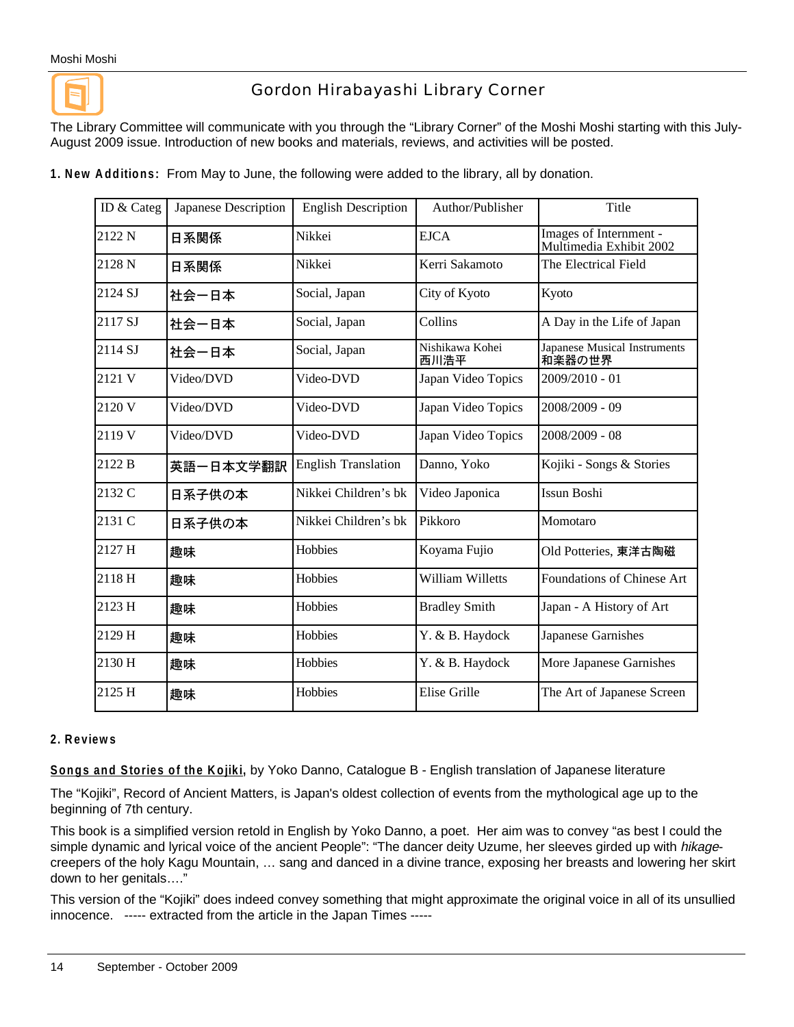## Gordon Hirabayashi Library Corner

The Library Committee will communicate with you through the "Library Corner" of the Moshi Moshi starting with this July-August 2009 issue. Introduction of new books and materials, reviews, and activities will be posted.

**1. New Additions:** From May to June, the following were added to the library, all by donation.

| ID & Categ | Japanese Description | English Description | Author/Publisher | Title |
|---|---|---|---|---|
| 2122 N | 日系関係 | Nikkei | EJCA | Images of Internment - Multimedia Exhibit 2002 |
| 2128 N | 日系関係 | Nikkei | Kerri Sakamoto | The Electrical Field |
| 2124 SJ | 社会ー日本 | Social, Japan | City of Kyoto | Kyoto |
| 2117 SJ | 社会ー日本 | Social, Japan | Collins | A Day in the Life of Japan |
| 2114 SJ | 社会ー日本 | Social, Japan | Nishikawa Kohei 西川浩平 | Japanese Musical Instruments 和楽器の世界 |
| 2121 V | Video/DVD | Video-DVD | Japan Video Topics | 2009/2010 - 01 |
| 2120 V | Video/DVD | Video-DVD | Japan Video Topics | 2008/2009 - 09 |
| 2119 V | Video/DVD | Video-DVD | Japan Video Topics | 2008/2009 - 08 |
| 2122 B | 英語ー日本文学翻訳 | English Translation | Danno, Yoko | Kojiki - Songs & Stories |
| 2132 C | 日系子供の本 | Nikkei Children's bk | Video Japonica | Issun Boshi |
| 2131 C | 日系子供の本 | Nikkei Children's bk | Pikkoro | Momotaro |
| 2127 H | 趣味 | Hobbies | Koyama Fujio | Old Potteries, 東洋古陶磁 |
| 2118 H | 趣味 | Hobbies | William Willetts | Foundations of Chinese Art |
| 2123 H | 趣味 | Hobbies | Bradley Smith | Japan - A History of Art |
| 2129 H | 趣味 | Hobbies | Y. & B. Haydock | Japanese Garnishes |
| 2130 H | 趣味 | Hobbies | Y. & B. Haydock | More Japanese Garnishes |
| 2125 H | 趣味 | Hobbies | Elise Grille | The Art of Japanese Screen |

**2. Reviews**

**Songs and Stories of the Kojiki**, by Yoko Danno, Catalogue B - English translation of Japanese literature

The "Kojiki", Record of Ancient Matters, is Japan's oldest collection of events from the mythological age up to the beginning of 7th century.

This book is a simplified version retold in English by Yoko Danno, a poet. Her aim was to convey "as best I could the simple dynamic and lyrical voice of the ancient People": "The dancer deity Uzume, her sleeves girded up with *hikage*-creepers of the holy Kagu Mountain, … sang and danced in a divine trance, exposing her breasts and lowering her skirt down to her genitals…."

This version of the "Kojiki" does indeed convey something that might approximate the original voice in all of its unsullied innocence. ----- extracted from the article in the Japan Times -----